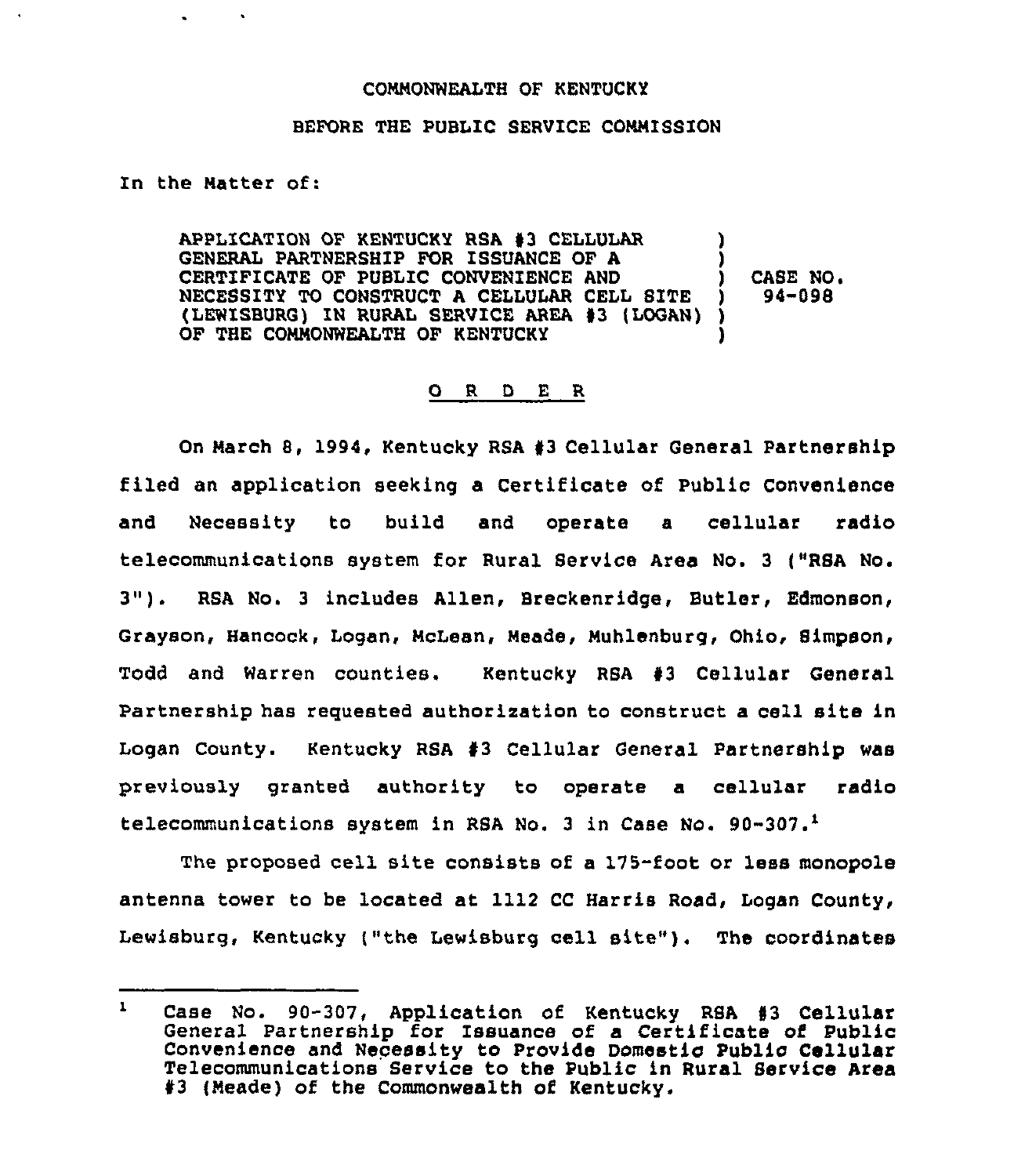COMMONWEALTH OF KENTUCKY

BEFORE THE PUBLIC SERVICE COMMISSION

In the Matter of:

APPLICATION OF KENTUCKY RSA #3 CELLULAR GENERAL PARTNERSHIP FOR ISSUANCE OF A CERTIFICATE OF PUBLIC CONVENIENCE AND NECESSITY TO CONSTRUCT A CELLULAR CELL SITE (LEWISBURG) IN RURAL SERVICE AREA #3 (LOGAN) OF THE COMMONWEALTH OF KENTUCKY ) CASE NO. 94-098

O R D E R

On March 8, 1994, Kentucky RSA #3 Cellular General Partnership filed an application seeking a Certificate of Public Convenience and Necessity to build and operate a cellular radio telecommunications system for Rural Service Area No. 3 ("RSA No. 3"). RSA No. 3 includes Allen, Breckenridge, Butler, Edmonson, Grayson, Hancock, Logan, McLean, Meade, Muhlenburg, Ohio, Simpson, Todd and Warren counties. Kentucky RSA #3 Cellular General Partnership has requested authorization to construct a cell site in Logan County. Kentucky RSA #3 Cellular General Partnership was previously granted authority to operate a cellular radio telecommunications system in RSA No. 3 in Case No. 90-307.[1]

The proposed cell site consists of a 175-foot or less monopole antenna tower to be located at 1112 CC Harris Road, Logan County, Lewisburg, Kentucky ("the Lewisburg cell site"). The coordinates

[1] Case No. 90-307, Application of Kentucky RSA #3 Cellular General Partnership for Issuance of a Certificate of Public Convenience and Necessity to Provide Domestic Public Cellular Telecommunications Service to the Public in Rural Service Area #3 (Meade) of the Commonwealth of Kentucky.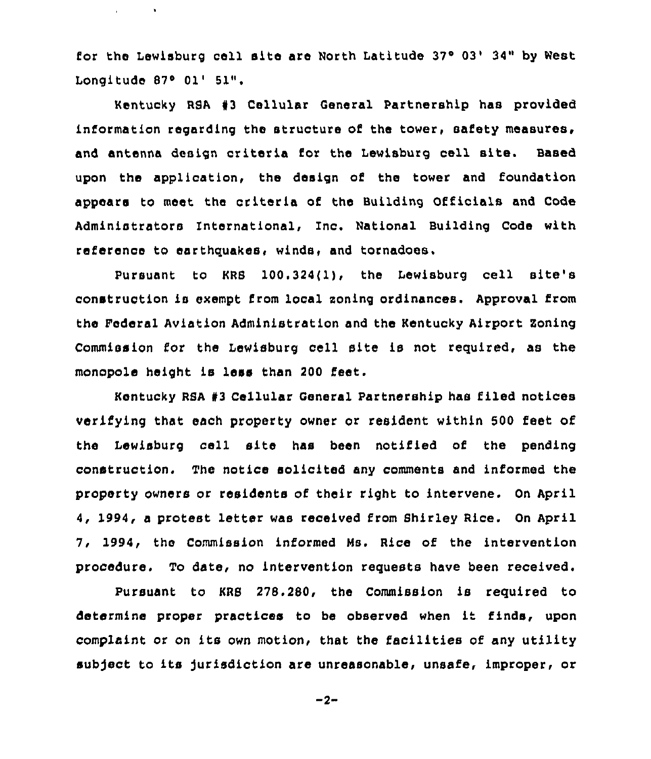for the Lewisburg cell site are North Latitude 37° 03' 34" by West Longitude 87° 01' 51".

Kentucky RSA #3 Cellular General Partnership has provided information regarding the structure of the tower, safety measures, and antenna design criteria for the Lewisburg cell site. Based upon the application, the design of the tower and foundation appears to meet the criteria of the Building Officials and Code Administrators International, Inc. National Building Code with reference to earthquakes, winds, and tornadoes.

Pursuant to KRS 100.324(1), the Lewisburg cell site's construction is exempt from local zoning ordinances. Approval from the Federal Aviation Administration and the Kentucky Airport Zoning Commission for the Lewisburg cell site is not required, as the monopole height is less than 200 feet.

Kentucky RSA #3 Cellular General Partnership has filed notices verifying that each property owner or resident within 500 feet of the Lewisburg cell site has been notified of the pending construction. The notice solicited any comments and informed the property owners or residents of their right to intervene. On April 4, 1994, a protest letter was received from Shirley Rice. On April 7, 1994, the Commission informed Ms. Rice of the intervention procedure. To date, no intervention requests have been received.

Pursuant to KRS 278.280, the Commission is required to determine proper practices to be observed when it finds, upon complaint or on its own motion, that the facilities of any utility subject to its jurisdiction are unreasonable, unsafe, improper, or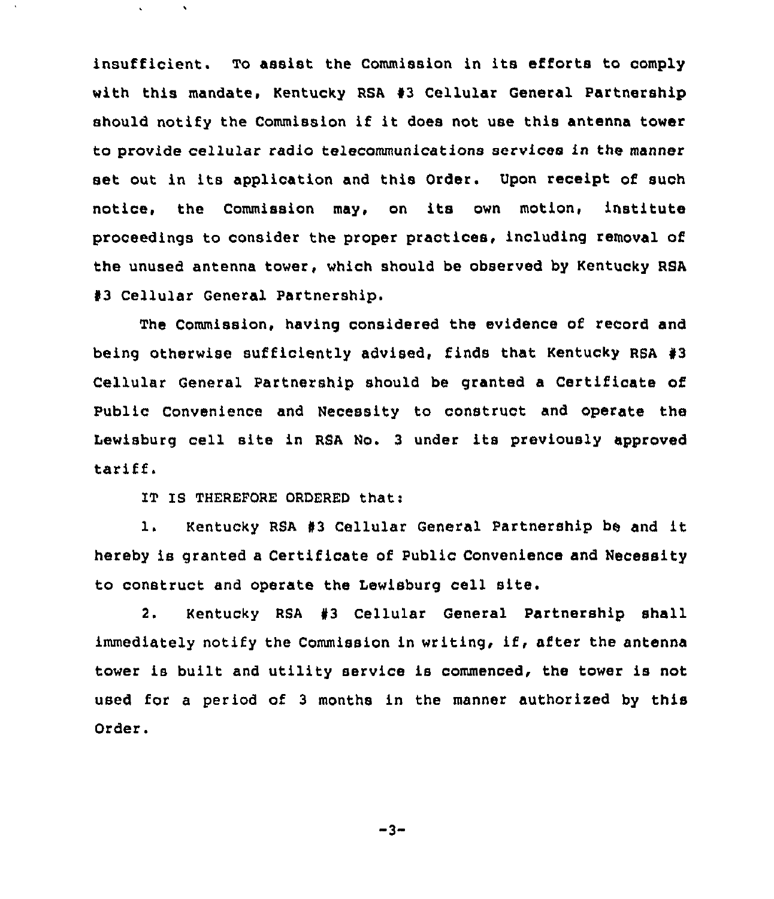insufficient. To assist the Commission in its efforts to comply with this mandate, Kentucky RSA #3 Cellular General Partnership should notify the Commission if it does not use this antenna tower to provide cellular radio telecommunications services in the manner set out in its application and this Order. Upon receipt of such notice, the Commission may, on its own motion, institute proceedings to consider the proper practices, including removal of the unused antenna tower, which should be observed by Kentucky RSA #3 Cellular General Partnership.

The Commission, having considered the evidence of record and being otherwise sufficiently advised, finds that Kentucky RSA #3 Cellular General Partnership should be granted a Certificate of Public Convenience and Necessity to construct and operate the Lewisburg cell site in RSA No. 3 under its previously approved tariff.

IT IS THEREFORE ORDERED that:

1. Kentucky RSA #3 Cellular General Partnership be and it hereby is granted a Certificate of Public Convenience and Necessity to construct and operate the Lewisburg cell site.

2. Kentucky RSA #3 Cellular General Partnership shall immediately notify the Commission in writing, if, after the antenna tower is built and utility service is commenced, the tower is not used for a period of 3 months in the manner authorized by this Order.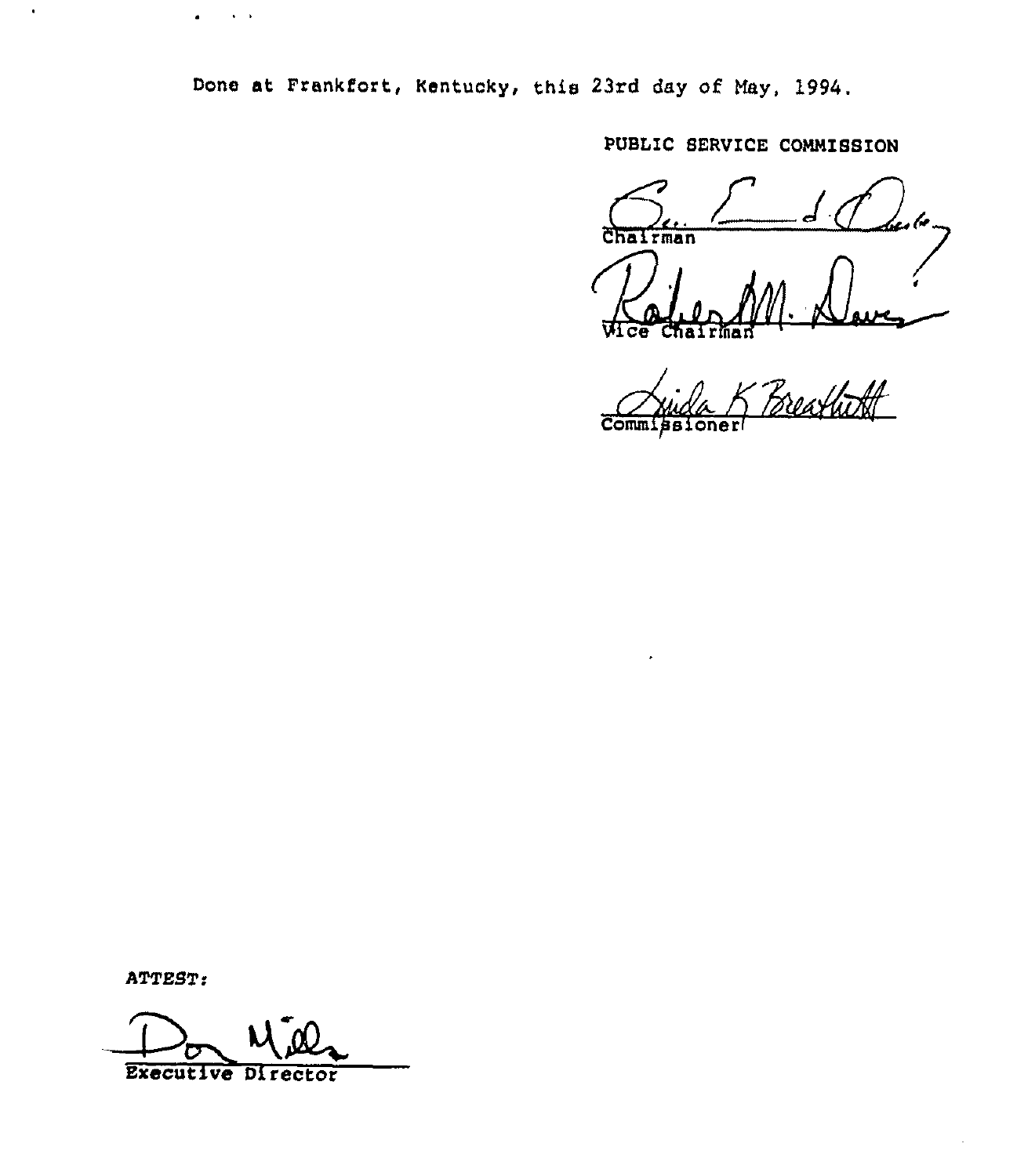Done at Frankfort, Kentucky, this 23rd day of May, 1994.

PUBLIC SERVICE COMMISSION

Chairman

Vice Chairman

Commissioner

ATTEST:

Executive Director